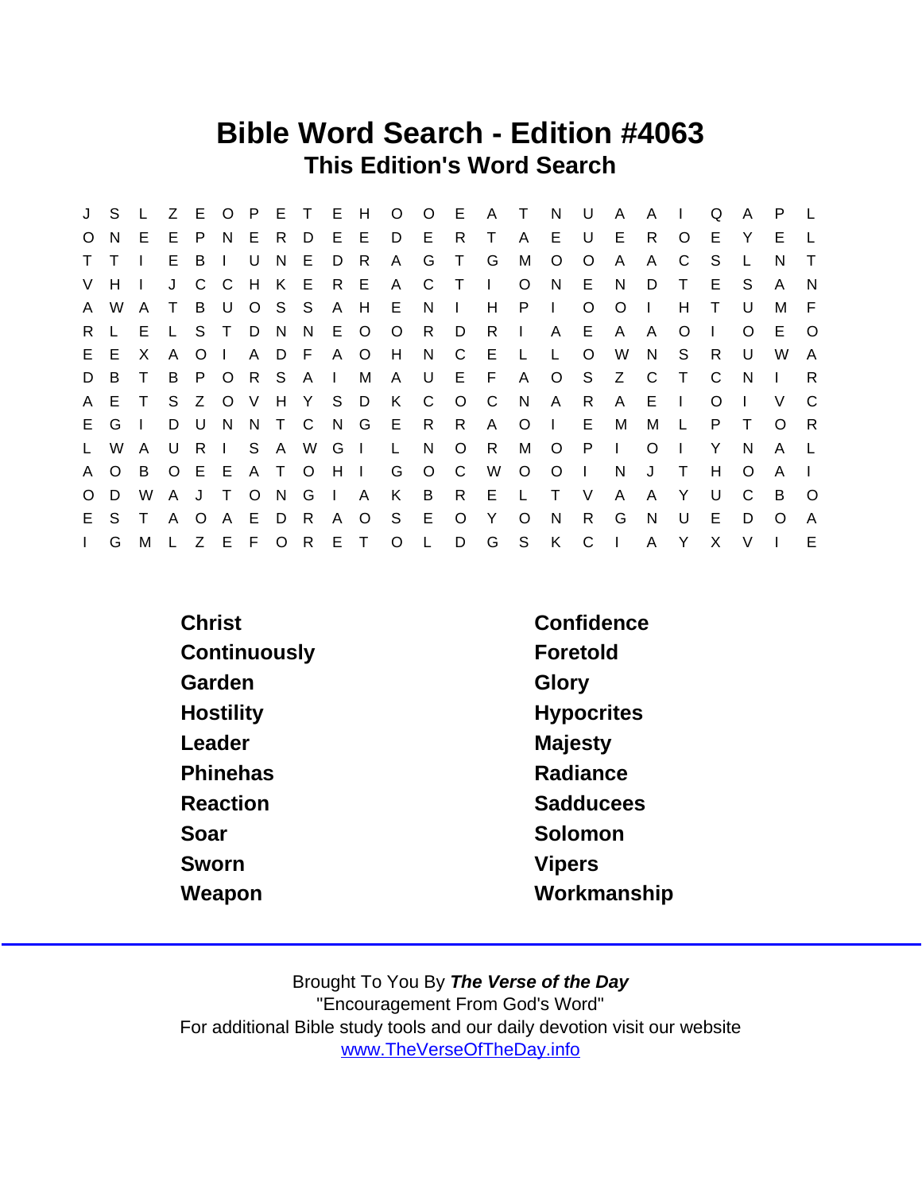# Bible Word Search - Edition #4063

## This Edition's Word Search

```
J S L Z E O P E T E H O O E A T N U A A I Q A P L
O N E E P N E R D E E D E R T A E U E R O E Y E L
T T I E B I U N E D R A G T G M O O A A C S L N T
V H I J C C H K E R E A C T I O N E N D T E S A N
A W A T B U O S S A H E N I H P I O O I H T U M F
R L E L S T D N N E O O R D R I A E A A O I O E O
E E X A O I A D F A O H N C E L L O W N S R U W A
D B T B P O R S A I M A U E F A O S Z C T C N I R
A E T S Z O V H Y S D K C O C N A R A E I O I V C
E G I D U N N T C N G E R R A O I E M M L P T O R
L W A U R I S A W G I L N O R M O P I O I Y N A L
A O B O E E A T O H I G O C W O O I N J T H O A I
O D W A J T O N G I A K B R E L T V A A Y U C B O
E S T A O A E D R A O S E O Y O N R G N U E D O A
I G M L Z E F O R E T O L D G S K C I A Y X V I E
```

| | |
|---|---|
| Christ | Confidence |
| Continuously | Foretold |
| Garden | Glory |
| Hostility | Hypocrites |
| Leader | Majesty |
| Phinehas | Radiance |
| Reaction | Sadducees |
| Soar | Solomon |
| Sworn | Vipers |
| Weapon | Workmanship |

Brought To You By ***The Verse of the Day***
"Encouragement From God's Word"
For additional Bible study tools and our daily devotion visit our website
www.TheVerseOfTheDay.info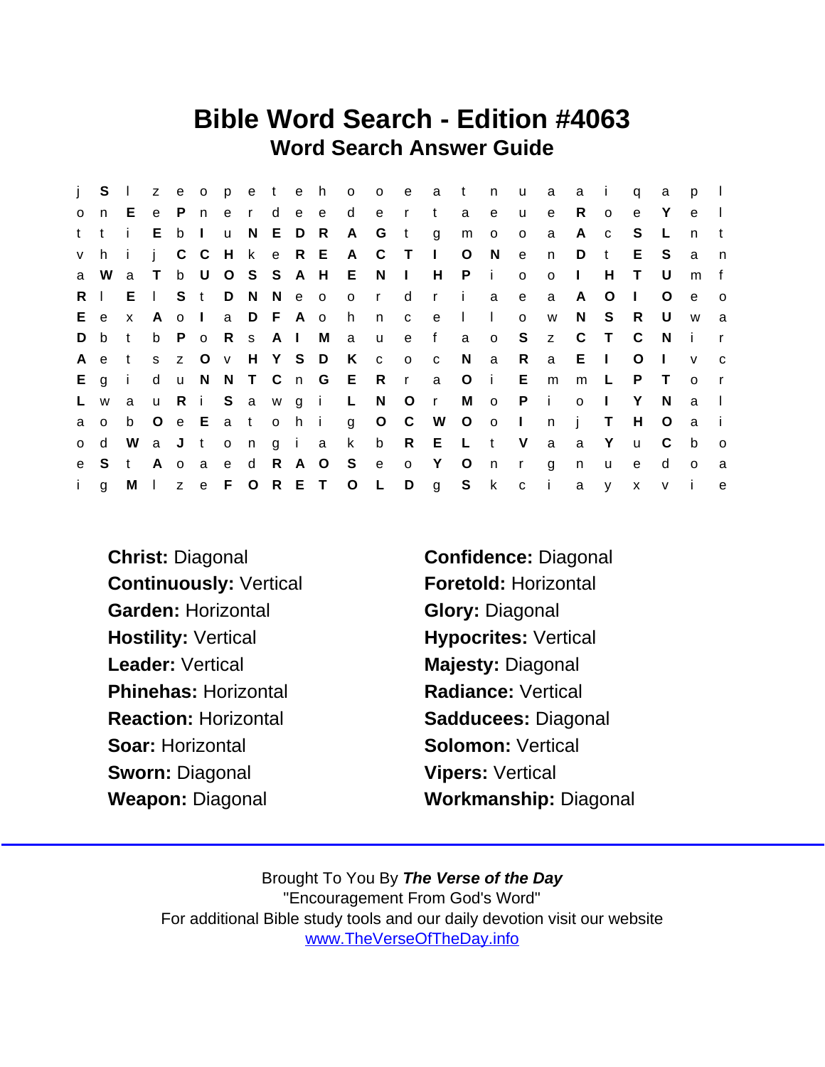# Bible Word Search - Edition #4063

## Word Search Answer Guide

```
j S l z e o p e t e h o o e a t n u a a i q a p l
o n E e P n e r d e e d e r t a e u e R o e Y e l
t t i E b I u N E D R A G t g m o o a A c S L n t
v h i j C C H k e R E A C T I O N e n D t E S a n
a W a T b U O S S A H E N I H P i o o I H T U m f
R l E l S t D N N e o o r d r i a e a A O I O e o
E e x A o I a D F A o h n c e l l o w N S R U w a
D b t b P o R s A I M a u e f a o S z C T C N i r
A e t s z O v H Y S D K c o c N a R a E I O I v c
E g i d u N N T C n G E R r a O i E m m L P T o r
L w a u R i S a w g i L N O r M o P i o I Y N a l
a o b O e E a t o h i g O C W O o I n j T H O a i
o d W a J t o n g i a k b R E L t V a a Y u C b o
e S t A o a e d R A O S e o Y O n r g n u e d o a
i g M l z e F O R E T O L D g S k c i a y x v i e
```

**Christ:** Diagonal

**Continuously:** Vertical

**Garden:** Horizontal

**Hostility:** Vertical

**Leader:** Vertical

**Phinehas:** Horizontal

**Reaction:** Horizontal

**Soar:** Horizontal

**Sworn:** Diagonal

**Weapon:** Diagonal

**Confidence:** Diagonal

**Foretold:** Horizontal

**Glory:** Diagonal

**Hypocrites:** Vertical

**Majesty:** Diagonal

**Radiance:** Vertical

**Sadducees:** Diagonal

**Solomon:** Vertical

**Vipers:** Vertical

**Workmanship:** Diagonal

---

Brought To You By ***The Verse of the Day***
"Encouragement From God's Word"
For additional Bible study tools and our daily devotion visit our website
www.TheVerseOfTheDay.info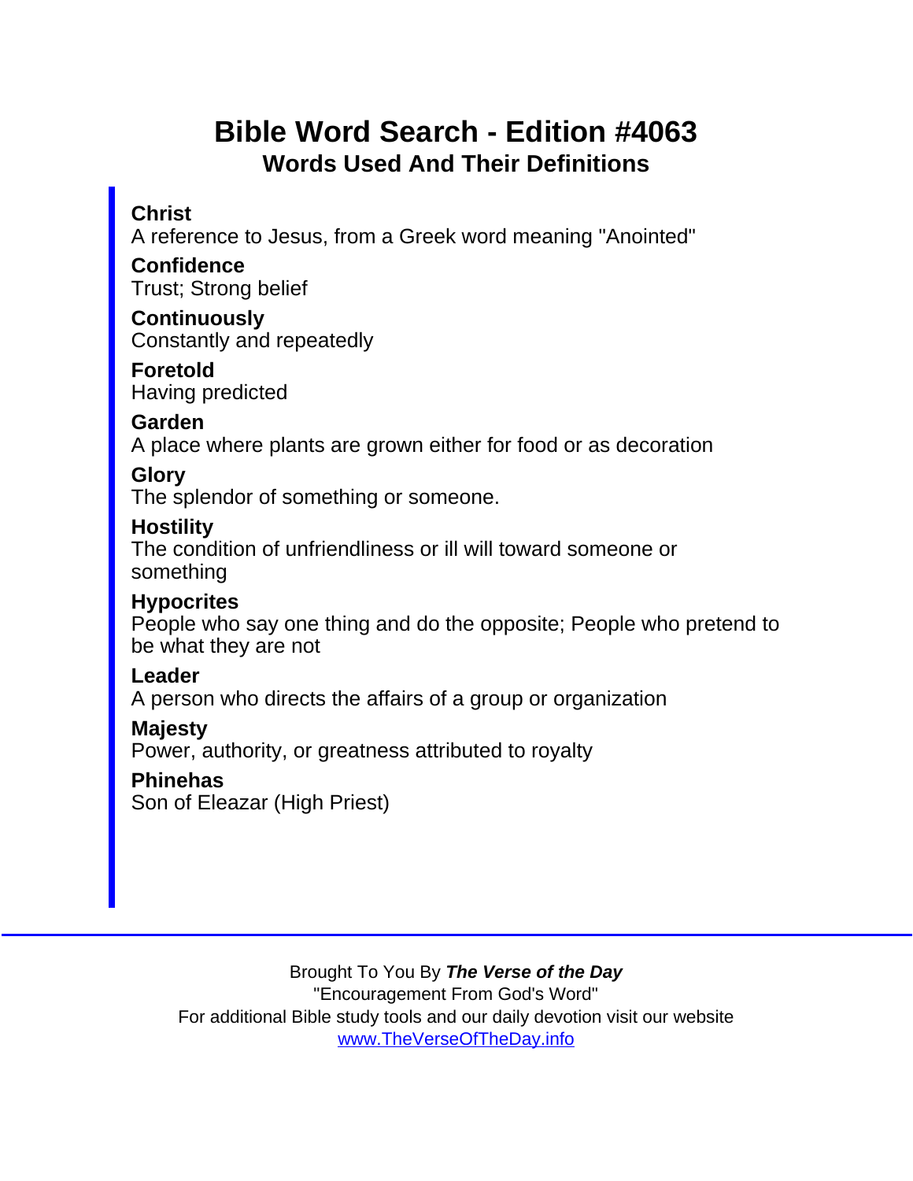# Bible Word Search - Edition #4063

## Words Used And Their Definitions

**Christ**
A reference to Jesus, from a Greek word meaning "Anointed"

**Confidence**
Trust; Strong belief

**Continuously**
Constantly and repeatedly

**Foretold**
Having predicted

**Garden**
A place where plants are grown either for food or as decoration

**Glory**
The splendor of something or someone.

**Hostility**
The condition of unfriendliness or ill will toward someone or something

**Hypocrites**
People who say one thing and do the opposite; People who pretend to be what they are not

**Leader**
A person who directs the affairs of a group or organization

**Majesty**
Power, authority, or greatness attributed to royalty

**Phinehas**
Son of Eleazar (High Priest)

---

Brought To You By ***The Verse of the Day***
"Encouragement From God's Word"
For additional Bible study tools and our daily devotion visit our website
www.TheVerseOfTheDay.info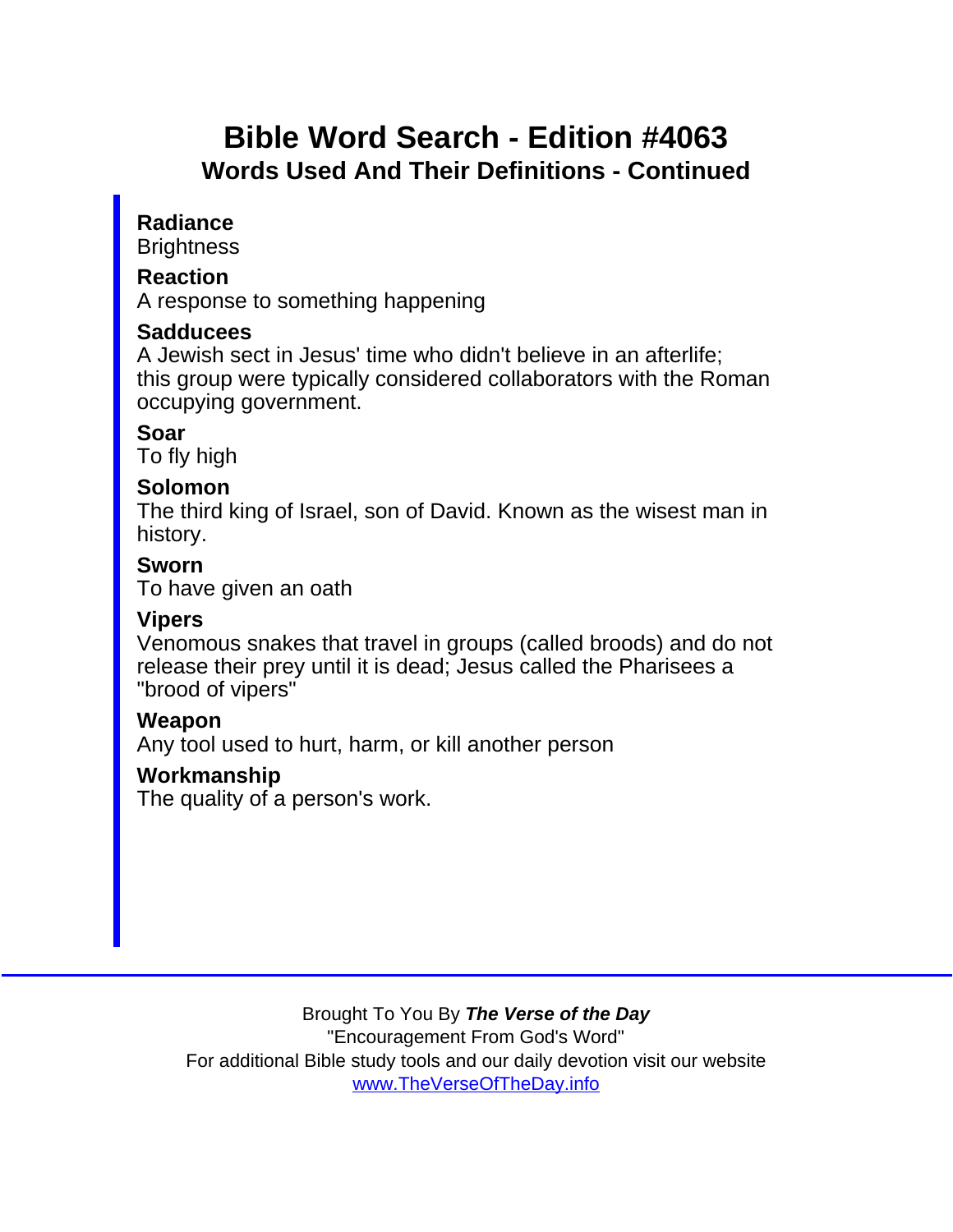# Bible Word Search - Edition #4063

## Words Used And Their Definitions - Continued

**Radiance**
Brightness

**Reaction**
A response to something happening

**Sadducees**
A Jewish sect in Jesus' time who didn't believe in an afterlife; this group were typically considered collaborators with the Roman occupying government.

**Soar**
To fly high

**Solomon**
The third king of Israel, son of David. Known as the wisest man in history.

**Sworn**
To have given an oath

**Vipers**
Venomous snakes that travel in groups (called broods) and do not release their prey until it is dead; Jesus called the Pharisees a "brood of vipers"

**Weapon**
Any tool used to hurt, harm, or kill another person

**Workmanship**
The quality of a person's work.

---

Brought To You By ***The Verse of the Day***
"Encouragement From God's Word"
For additional Bible study tools and our daily devotion visit our website
www.TheVerseOfTheDay.info